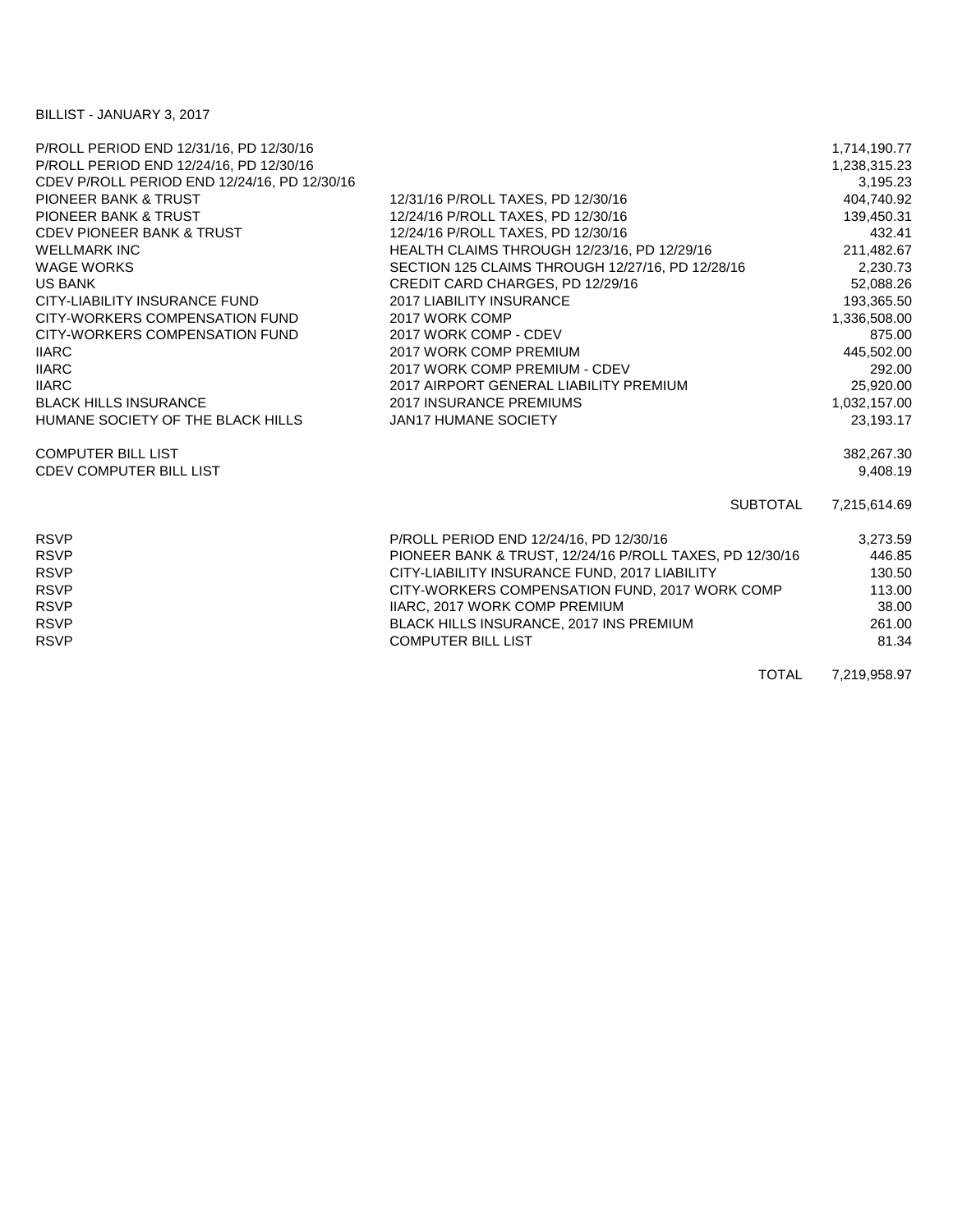BILLIST - JANUARY 3, 2017

| | | |
|---|---|---|
| P/ROLL PERIOD END 12/31/16, PD 12/30/16 | | 1,714,190.77 |
| P/ROLL PERIOD END 12/24/16, PD 12/30/16 | | 1,238,315.23 |
| CDEV P/ROLL PERIOD END 12/24/16, PD 12/30/16 | | 3,195.23 |
| PIONEER BANK & TRUST | 12/31/16 P/ROLL TAXES, PD 12/30/16 | 404,740.92 |
| PIONEER BANK & TRUST | 12/24/16 P/ROLL TAXES, PD 12/30/16 | 139,450.31 |
| CDEV PIONEER BANK & TRUST | 12/24/16 P/ROLL TAXES, PD 12/30/16 | 432.41 |
| WELLMARK INC | HEALTH CLAIMS THROUGH 12/23/16, PD 12/29/16 | 211,482.67 |
| WAGE WORKS | SECTION 125 CLAIMS THROUGH 12/27/16, PD 12/28/16 | 2,230.73 |
| US BANK | CREDIT CARD CHARGES, PD 12/29/16 | 52,088.26 |
| CITY-LIABILITY INSURANCE FUND | 2017 LIABILITY INSURANCE | 193,365.50 |
| CITY-WORKERS COMPENSATION FUND | 2017 WORK COMP | 1,336,508.00 |
| CITY-WORKERS COMPENSATION FUND | 2017 WORK COMP - CDEV | 875.00 |
| IIARC | 2017 WORK COMP PREMIUM | 445,502.00 |
| IIARC | 2017 WORK COMP PREMIUM - CDEV | 292.00 |
| IIARC | 2017 AIRPORT GENERAL LIABILITY PREMIUM | 25,920.00 |
| BLACK HILLS INSURANCE | 2017 INSURANCE PREMIUMS | 1,032,157.00 |
| HUMANE SOCIETY OF THE BLACK HILLS | JAN17 HUMANE SOCIETY | 23,193.17 |
| | | |
| COMPUTER BILL LIST | | 382,267.30 |
| CDEV COMPUTER BILL LIST | | 9,408.19 |
| | | |
| | SUBTOTAL | 7,215,614.69 |
| | | |
| RSVP | P/ROLL PERIOD END 12/24/16, PD 12/30/16 | 3,273.59 |
| RSVP | PIONEER BANK & TRUST, 12/24/16 P/ROLL TAXES, PD 12/30/16 | 446.85 |
| RSVP | CITY-LIABILITY INSURANCE FUND, 2017 LIABILITY | 130.50 |
| RSVP | CITY-WORKERS COMPENSATION FUND, 2017 WORK COMP | 113.00 |
| RSVP | IIARC, 2017 WORK COMP PREMIUM | 38.00 |
| RSVP | BLACK HILLS INSURANCE, 2017 INS PREMIUM | 261.00 |
| RSVP | COMPUTER BILL LIST | 81.34 |
| | | |
| | TOTAL | 7,219,958.97 |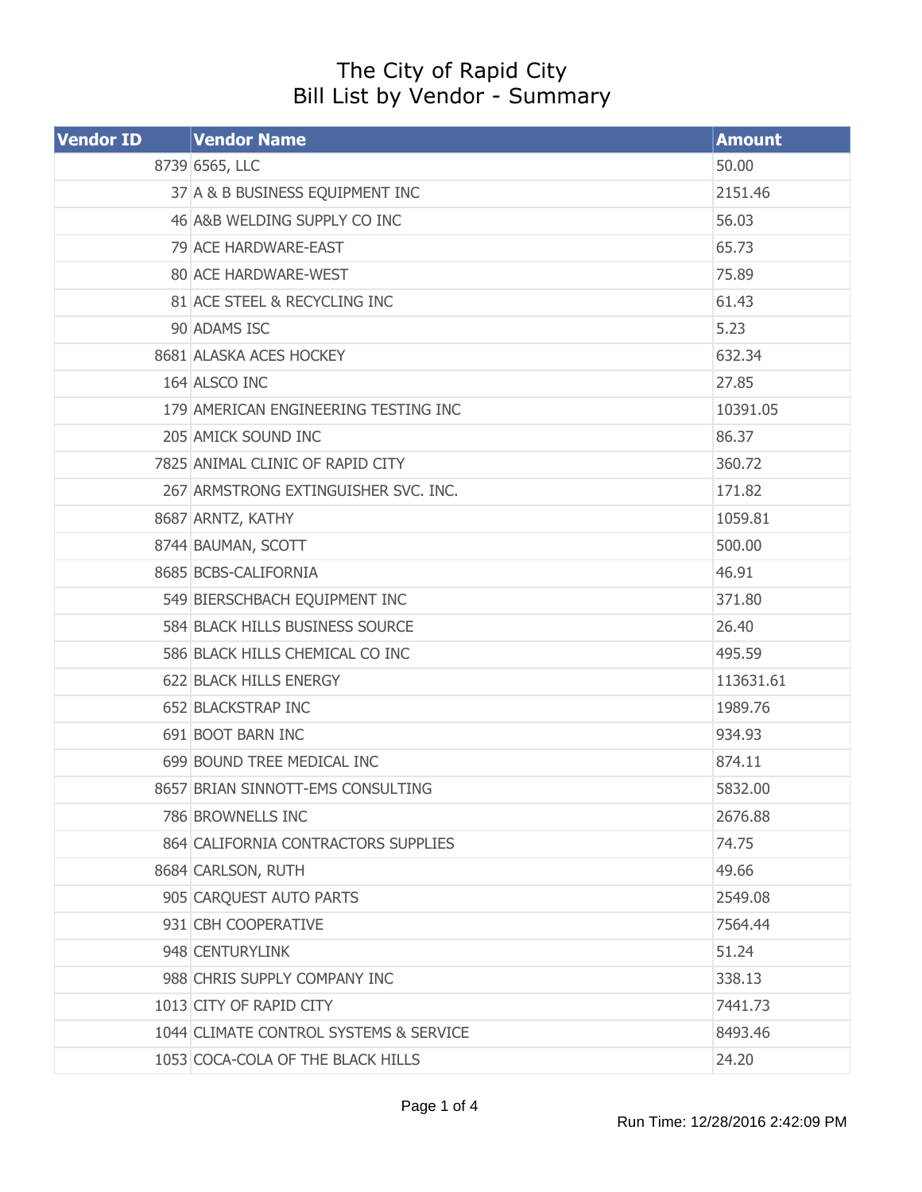# The City of Rapid City
## Bill List by Vendor - Summary

| Vendor ID | Vendor Name | Amount |
|---|---|---|
| 8739 | 6565, LLC | 50.00 |
| 37 | A & B BUSINESS EQUIPMENT INC | 2151.46 |
| 46 | A&B WELDING SUPPLY CO INC | 56.03 |
| 79 | ACE HARDWARE-EAST | 65.73 |
| 80 | ACE HARDWARE-WEST | 75.89 |
| 81 | ACE STEEL & RECYCLING INC | 61.43 |
| 90 | ADAMS ISC | 5.23 |
| 8681 | ALASKA ACES HOCKEY | 632.34 |
| 164 | ALSCO INC | 27.85 |
| 179 | AMERICAN ENGINEERING TESTING INC | 10391.05 |
| 205 | AMICK SOUND INC | 86.37 |
| 7825 | ANIMAL CLINIC OF RAPID CITY | 360.72 |
| 267 | ARMSTRONG EXTINGUISHER SVC. INC. | 171.82 |
| 8687 | ARNTZ, KATHY | 1059.81 |
| 8744 | BAUMAN, SCOTT | 500.00 |
| 8685 | BCBS-CALIFORNIA | 46.91 |
| 549 | BIERSCHBACH EQUIPMENT INC | 371.80 |
| 584 | BLACK HILLS BUSINESS SOURCE | 26.40 |
| 586 | BLACK HILLS CHEMICAL CO INC | 495.59 |
| 622 | BLACK HILLS ENERGY | 113631.61 |
| 652 | BLACKSTRAP INC | 1989.76 |
| 691 | BOOT BARN INC | 934.93 |
| 699 | BOUND TREE MEDICAL INC | 874.11 |
| 8657 | BRIAN SINNOTT-EMS CONSULTING | 5832.00 |
| 786 | BROWNELLS INC | 2676.88 |
| 864 | CALIFORNIA CONTRACTORS SUPPLIES | 74.75 |
| 8684 | CARLSON, RUTH | 49.66 |
| 905 | CARQUEST AUTO PARTS | 2549.08 |
| 931 | CBH COOPERATIVE | 7564.44 |
| 948 | CENTURYLINK | 51.24 |
| 988 | CHRIS SUPPLY COMPANY INC | 338.13 |
| 1013 | CITY OF RAPID CITY | 7441.73 |
| 1044 | CLIMATE CONTROL SYSTEMS & SERVICE | 8493.46 |
| 1053 | COCA-COLA OF THE BLACK HILLS | 24.20 |

Run Time: 12/28/2016 2:42:09 PM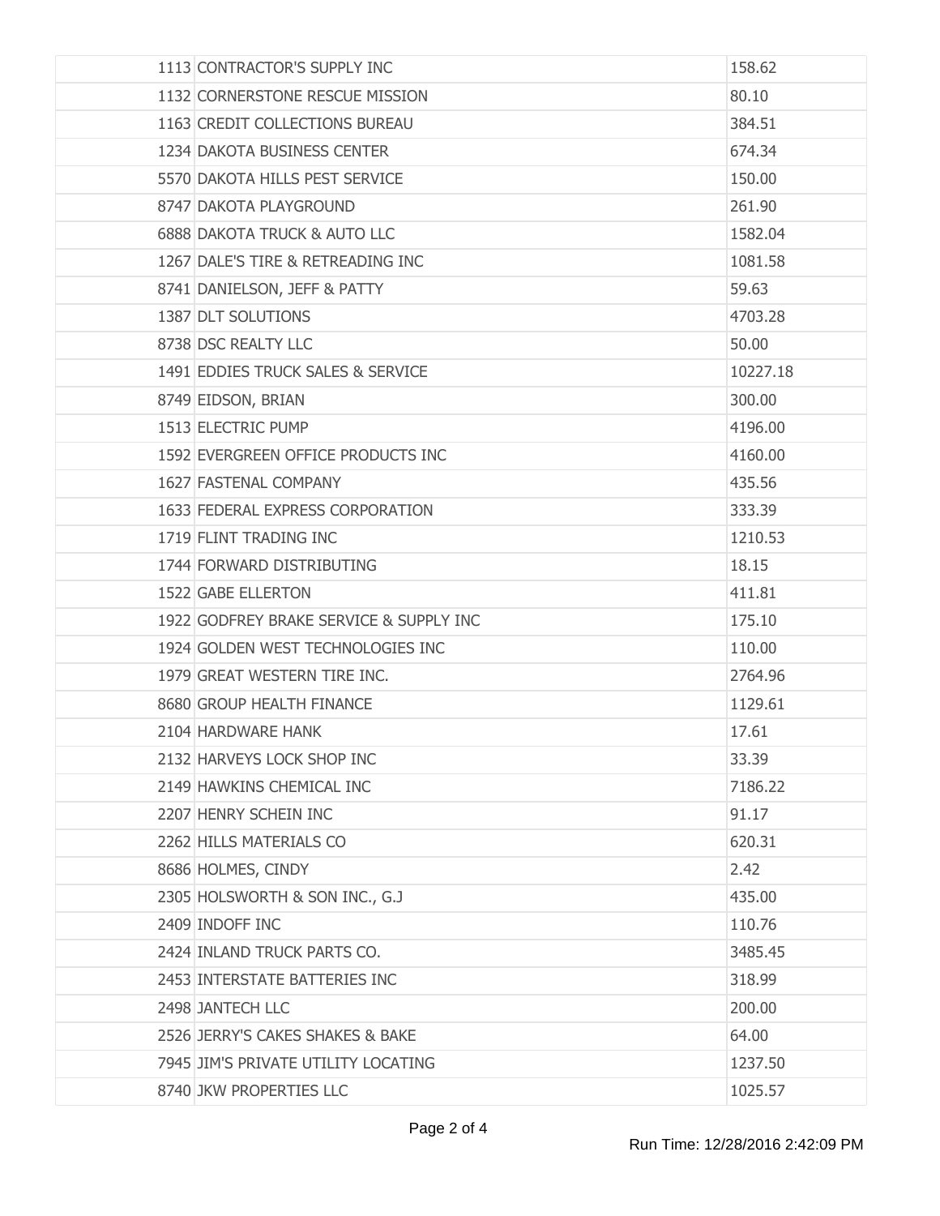| | | |
|---|---|---|
| 1113 | CONTRACTOR'S SUPPLY INC | 158.62 |
| 1132 | CORNERSTONE RESCUE MISSION | 80.10 |
| 1163 | CREDIT COLLECTIONS BUREAU | 384.51 |
| 1234 | DAKOTA BUSINESS CENTER | 674.34 |
| 5570 | DAKOTA HILLS PEST SERVICE | 150.00 |
| 8747 | DAKOTA PLAYGROUND | 261.90 |
| 6888 | DAKOTA TRUCK & AUTO LLC | 1582.04 |
| 1267 | DALE'S TIRE & RETREADING INC | 1081.58 |
| 8741 | DANIELSON, JEFF & PATTY | 59.63 |
| 1387 | DLT SOLUTIONS | 4703.28 |
| 8738 | DSC REALTY LLC | 50.00 |
| 1491 | EDDIES TRUCK SALES & SERVICE | 10227.18 |
| 8749 | EIDSON, BRIAN | 300.00 |
| 1513 | ELECTRIC PUMP | 4196.00 |
| 1592 | EVERGREEN OFFICE PRODUCTS INC | 4160.00 |
| 1627 | FASTENAL COMPANY | 435.56 |
| 1633 | FEDERAL EXPRESS CORPORATION | 333.39 |
| 1719 | FLINT TRADING INC | 1210.53 |
| 1744 | FORWARD DISTRIBUTING | 18.15 |
| 1522 | GABE ELLERTON | 411.81 |
| 1922 | GODFREY BRAKE SERVICE & SUPPLY INC | 175.10 |
| 1924 | GOLDEN WEST TECHNOLOGIES INC | 110.00 |
| 1979 | GREAT WESTERN TIRE INC. | 2764.96 |
| 8680 | GROUP HEALTH FINANCE | 1129.61 |
| 2104 | HARDWARE HANK | 17.61 |
| 2132 | HARVEYS LOCK SHOP INC | 33.39 |
| 2149 | HAWKINS CHEMICAL INC | 7186.22 |
| 2207 | HENRY SCHEIN INC | 91.17 |
| 2262 | HILLS MATERIALS CO | 620.31 |
| 8686 | HOLMES, CINDY | 2.42 |
| 2305 | HOLSWORTH & SON INC., G.J | 435.00 |
| 2409 | INDOFF INC | 110.76 |
| 2424 | INLAND TRUCK PARTS CO. | 3485.45 |
| 2453 | INTERSTATE BATTERIES INC | 318.99 |
| 2498 | JANTECH LLC | 200.00 |
| 2526 | JERRY'S CAKES SHAKES & BAKE | 64.00 |
| 7945 | JIM'S PRIVATE UTILITY LOCATING | 1237.50 |
| 8740 | JKW PROPERTIES LLC | 1025.57 |

Run Time: 12/28/2016 2:42:09 PM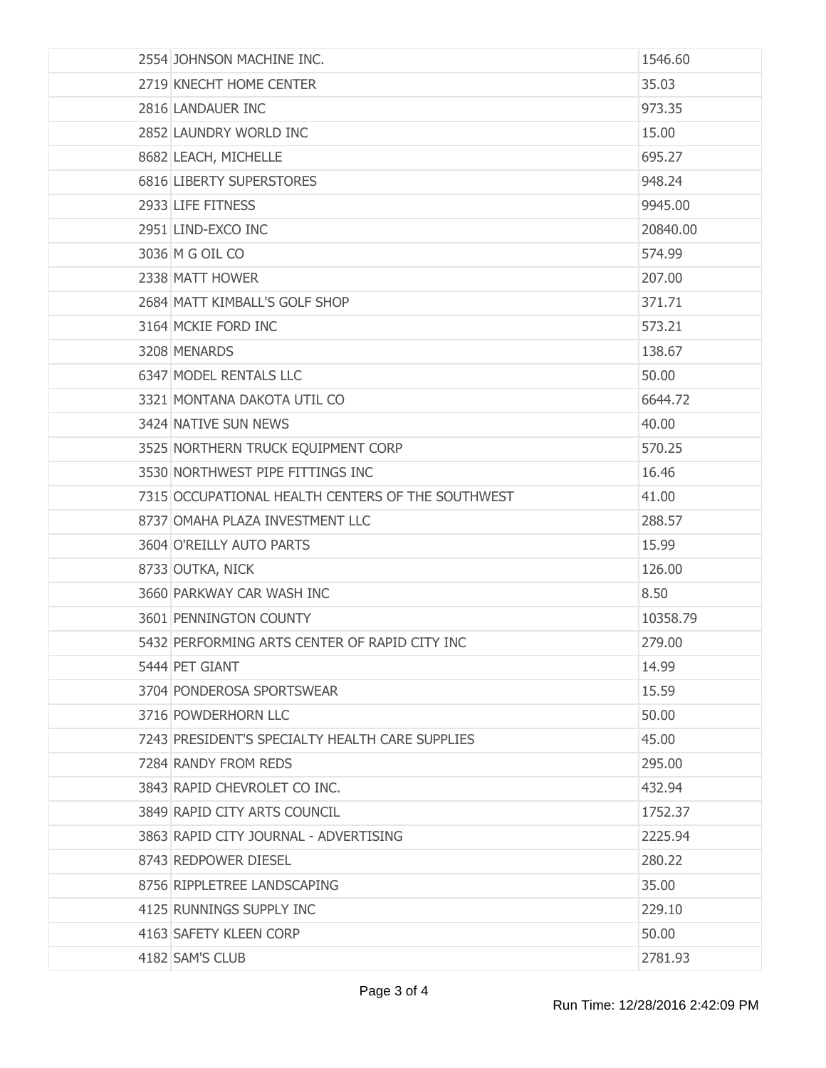| | | |
|---|---|---|
| | 2554 JOHNSON MACHINE INC. | 1546.60 |
| | 2719 KNECHT HOME CENTER | 35.03 |
| | 2816 LANDAUER INC | 973.35 |
| | 2852 LAUNDRY WORLD INC | 15.00 |
| | 8682 LEACH, MICHELLE | 695.27 |
| | 6816 LIBERTY SUPERSTORES | 948.24 |
| | 2933 LIFE FITNESS | 9945.00 |
| | 2951 LIND-EXCO INC | 20840.00 |
| | 3036 M G OIL CO | 574.99 |
| | 2338 MATT HOWER | 207.00 |
| | 2684 MATT KIMBALL'S GOLF SHOP | 371.71 |
| | 3164 MCKIE FORD INC | 573.21 |
| | 3208 MENARDS | 138.67 |
| | 6347 MODEL RENTALS LLC | 50.00 |
| | 3321 MONTANA DAKOTA UTIL CO | 6644.72 |
| | 3424 NATIVE SUN NEWS | 40.00 |
| | 3525 NORTHERN TRUCK EQUIPMENT CORP | 570.25 |
| | 3530 NORTHWEST PIPE FITTINGS INC | 16.46 |
| | 7315 OCCUPATIONAL HEALTH CENTERS OF THE SOUTHWEST | 41.00 |
| | 8737 OMAHA PLAZA INVESTMENT LLC | 288.57 |
| | 3604 O'REILLY AUTO PARTS | 15.99 |
| | 8733 OUTKA, NICK | 126.00 |
| | 3660 PARKWAY CAR WASH INC | 8.50 |
| | 3601 PENNINGTON COUNTY | 10358.79 |
| | 5432 PERFORMING ARTS CENTER OF RAPID CITY INC | 279.00 |
| | 5444 PET GIANT | 14.99 |
| | 3704 PONDEROSA SPORTSWEAR | 15.59 |
| | 3716 POWDERHORN LLC | 50.00 |
| | 7243 PRESIDENT'S SPECIALTY HEALTH CARE SUPPLIES | 45.00 |
| | 7284 RANDY FROM REDS | 295.00 |
| | 3843 RAPID CHEVROLET CO INC. | 432.94 |
| | 3849 RAPID CITY ARTS COUNCIL | 1752.37 |
| | 3863 RAPID CITY JOURNAL - ADVERTISING | 2225.94 |
| | 8743 REDPOWER DIESEL | 280.22 |
| | 8756 RIPPLETREE LANDSCAPING | 35.00 |
| | 4125 RUNNINGS SUPPLY INC | 229.10 |
| | 4163 SAFETY KLEEN CORP | 50.00 |
| | 4182 SAM'S CLUB | 2781.93 |

Run Time: 12/28/2016 2:42:09 PM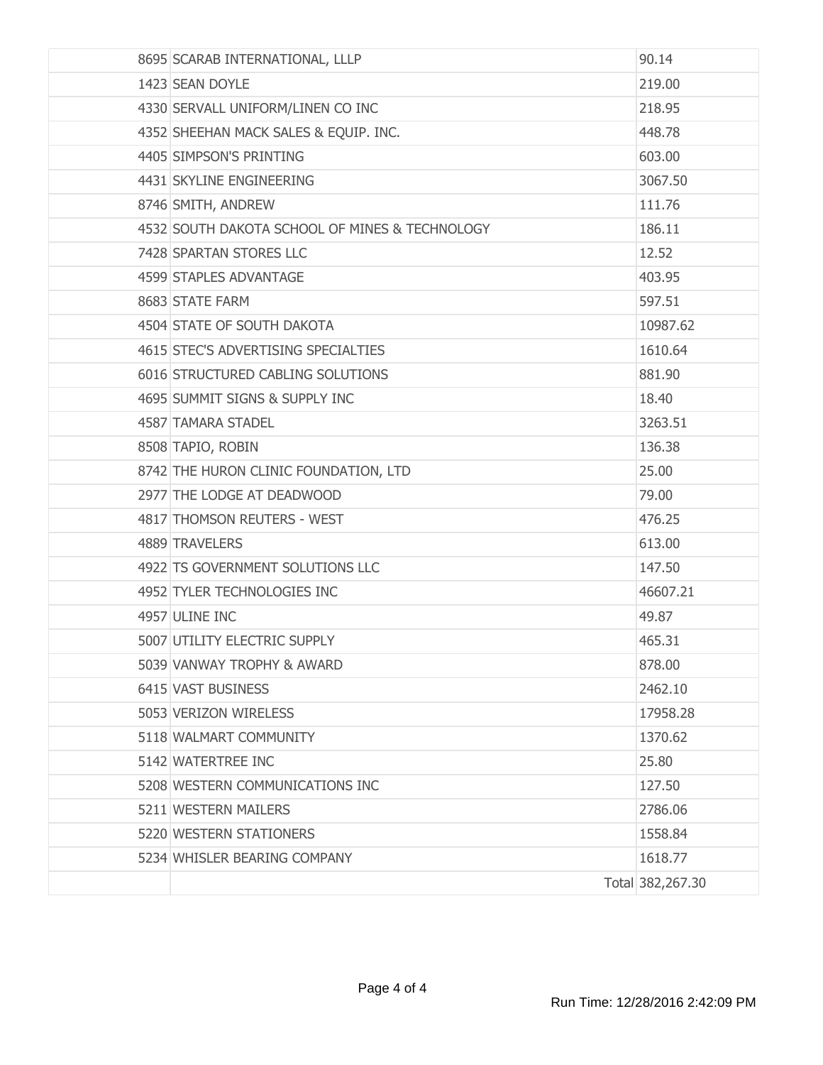| | | |
|---|---|---|
| | 8695 SCARAB INTERNATIONAL, LLLP | 90.14 |
| | 1423 SEAN DOYLE | 219.00 |
| | 4330 SERVALL UNIFORM/LINEN CO INC | 218.95 |
| | 4352 SHEEHAN MACK SALES & EQUIP. INC. | 448.78 |
| | 4405 SIMPSON'S PRINTING | 603.00 |
| | 4431 SKYLINE ENGINEERING | 3067.50 |
| | 8746 SMITH, ANDREW | 111.76 |
| | 4532 SOUTH DAKOTA SCHOOL OF MINES & TECHNOLOGY | 186.11 |
| | 7428 SPARTAN STORES LLC | 12.52 |
| | 4599 STAPLES ADVANTAGE | 403.95 |
| | 8683 STATE FARM | 597.51 |
| | 4504 STATE OF SOUTH DAKOTA | 10987.62 |
| | 4615 STEC'S ADVERTISING SPECIALTIES | 1610.64 |
| | 6016 STRUCTURED CABLING SOLUTIONS | 881.90 |
| | 4695 SUMMIT SIGNS & SUPPLY INC | 18.40 |
| | 4587 TAMARA STADEL | 3263.51 |
| | 8508 TAPIO, ROBIN | 136.38 |
| | 8742 THE HURON CLINIC FOUNDATION, LTD | 25.00 |
| | 2977 THE LODGE AT DEADWOOD | 79.00 |
| | 4817 THOMSON REUTERS - WEST | 476.25 |
| | 4889 TRAVELERS | 613.00 |
| | 4922 TS GOVERNMENT SOLUTIONS LLC | 147.50 |
| | 4952 TYLER TECHNOLOGIES INC | 46607.21 |
| | 4957 ULINE INC | 49.87 |
| | 5007 UTILITY ELECTRIC SUPPLY | 465.31 |
| | 5039 VANWAY TROPHY & AWARD | 878.00 |
| | 6415 VAST BUSINESS | 2462.10 |
| | 5053 VERIZON WIRELESS | 17958.28 |
| | 5118 WALMART COMMUNITY | 1370.62 |
| | 5142 WATERTREE INC | 25.80 |
| | 5208 WESTERN COMMUNICATIONS INC | 127.50 |
| | 5211 WESTERN MAILERS | 2786.06 |
| | 5220 WESTERN STATIONERS | 1558.84 |
| | 5234 WHISLER BEARING COMPANY | 1618.77 |
| | Total | 382,267.30 |

Run Time: 12/28/2016 2:42:09 PM